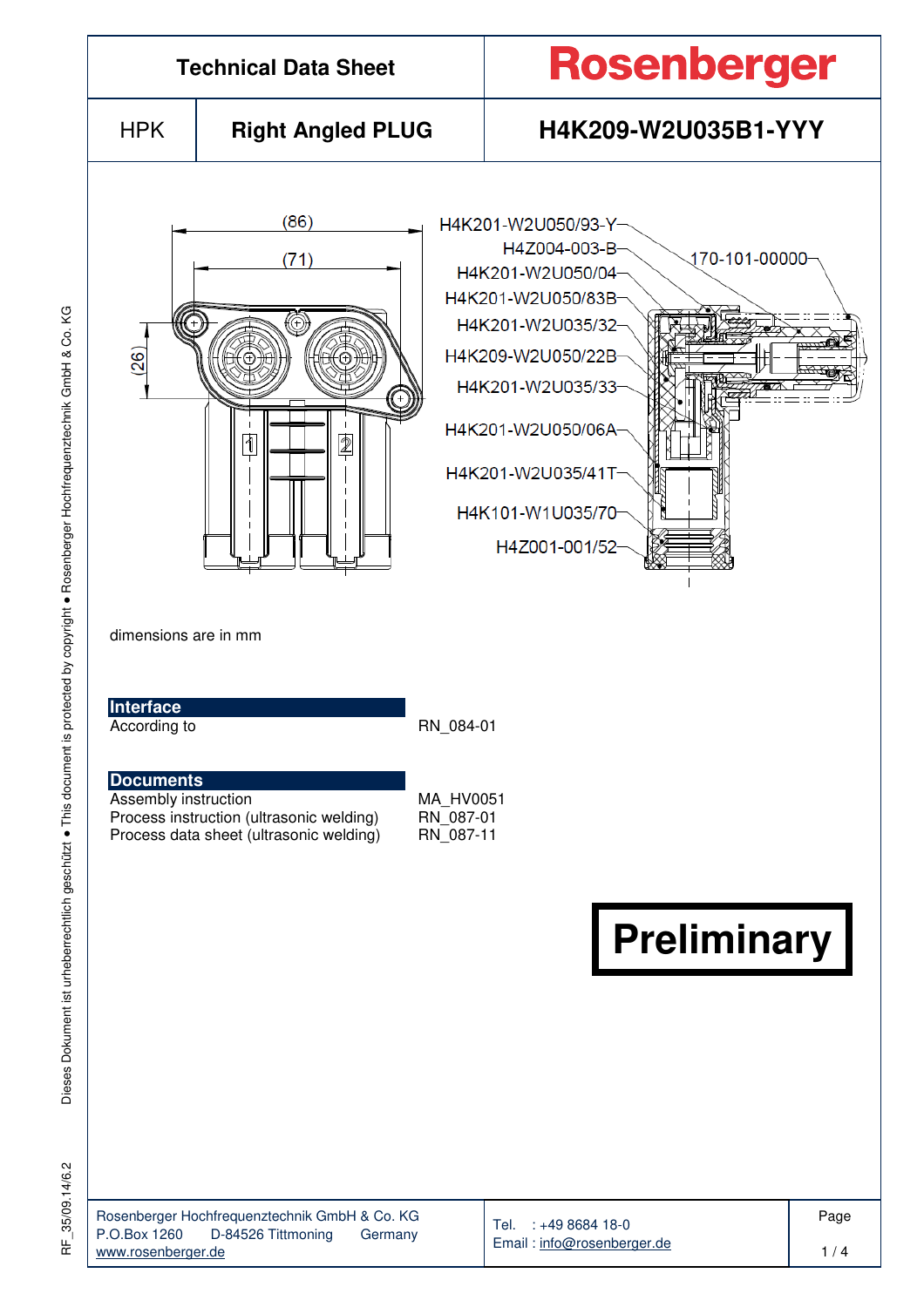# Technical Data Sheet

**Rosenberger**

| HPK | Right Angled PLUG | H4K209-W2U035B1-YYY |
|---|---|---|

(86)

(71)

(26)

H4K201-W2U050/93-Y

H4Z004-003-B

H4K201-W2U050/04

H4K201-W2U050/83B

H4K201-W2U035/32

H4K209-W2U050/22B

H4K201-W2U035/33

H4K201-W2U050/06A

H4K201-W2U035/41T

H4K101-W1U035/70

H4Z001-001/52

170-101-00000

dimensions are in mm

## Interface

According to RN_084-01

## Documents

| | |
|---|---|
| Assembly instruction | MA_HV0051 |
| Process instruction (ultrasonic welding) | RN_087-01 |
| Process data sheet (ultrasonic welding) | RN_087-11 |

**Preliminary**

Rosenberger Hochfrequenztechnik GmbH & Co. KG
P.O.Box 1260 D-84526 Tittmoning Germany
www.rosenberger.de

Tel. : +49 8684 18-0
Email : info@rosenberger.de

Dieses Dokument ist urheberrechtlich geschützt • This document is protected by copyright • Rosenberger Hochfrequenztechnik GmbH & Co. KG

RF_35/09.14/6.2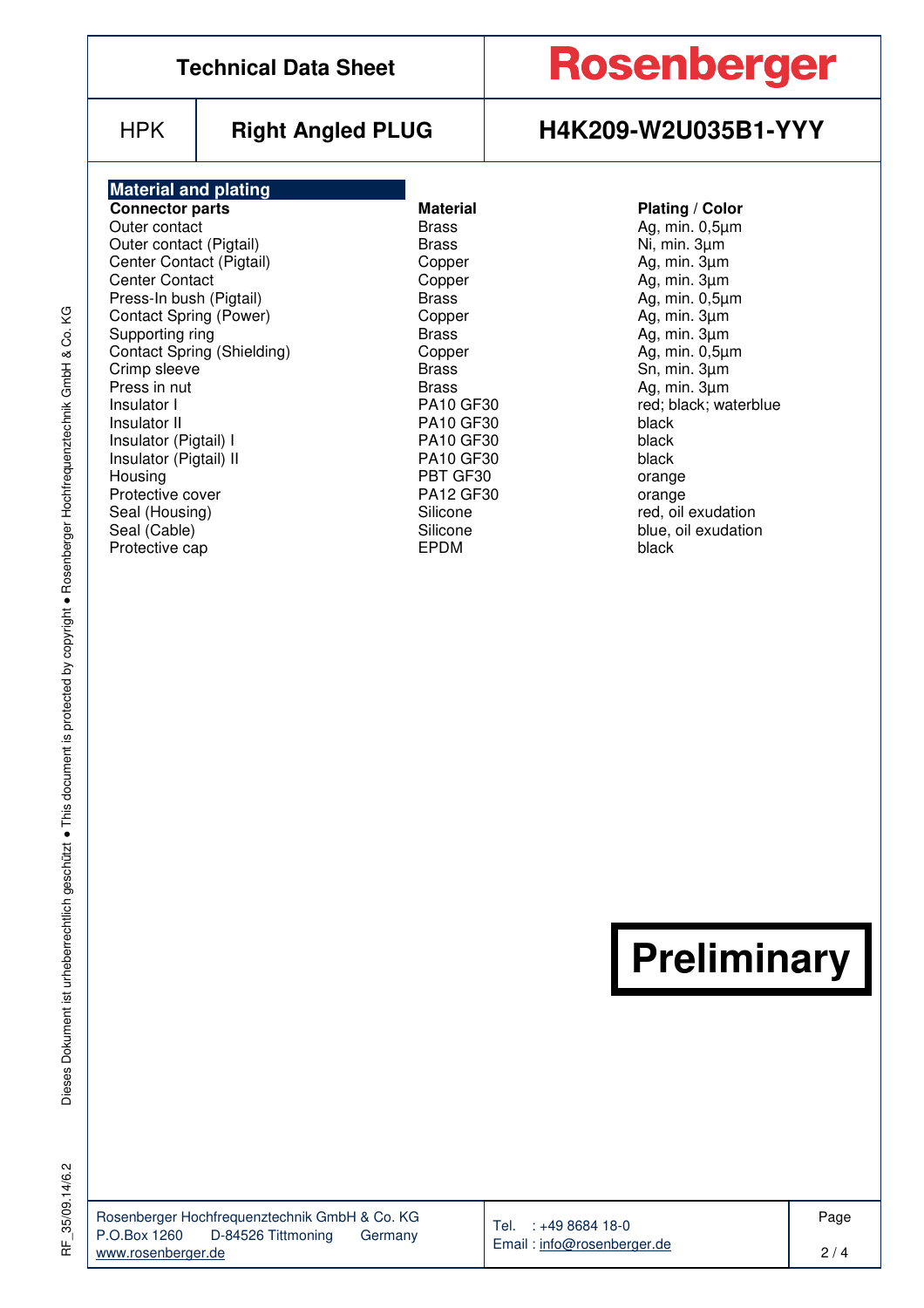## Material and plating

| Connector parts | Material | Plating / Color |
|---|---|---|
| Outer contact | Brass | Ag, min. 0,5µm |
| Outer contact (Pigtail) | Brass | Ni, min. 3µm |
| Center Contact (Pigtail) | Copper | Ag, min. 3µm |
| Center Contact | Copper | Ag, min. 3µm |
| Press-In bush (Pigtail) | Brass | Ag, min. 0,5µm |
| Contact Spring (Power) | Copper | Ag, min. 3µm |
| Supporting ring | Brass | Ag, min. 3µm |
| Contact Spring (Shielding) | Copper | Ag, min. 0,5µm |
| Crimp sleeve | Brass | Sn, min. 3µm |
| Press in nut | Brass | Ag, min. 3µm |
| Insulator I | PA10 GF30 | red; black; waterblue |
| Insulator II | PA10 GF30 | black |
| Insulator (Pigtail) I | PA10 GF30 | black |
| Insulator (Pigtail) II | PA10 GF30 | black |
| Housing | PBT GF30 | orange |
| Protective cover | PA12 GF30 | orange |
| Seal (Housing) | Silicone | red, oil exudation |
| Seal (Cable) | Silicone | blue, oil exudation |
| Protective cap | EPDM | black |

**Preliminary**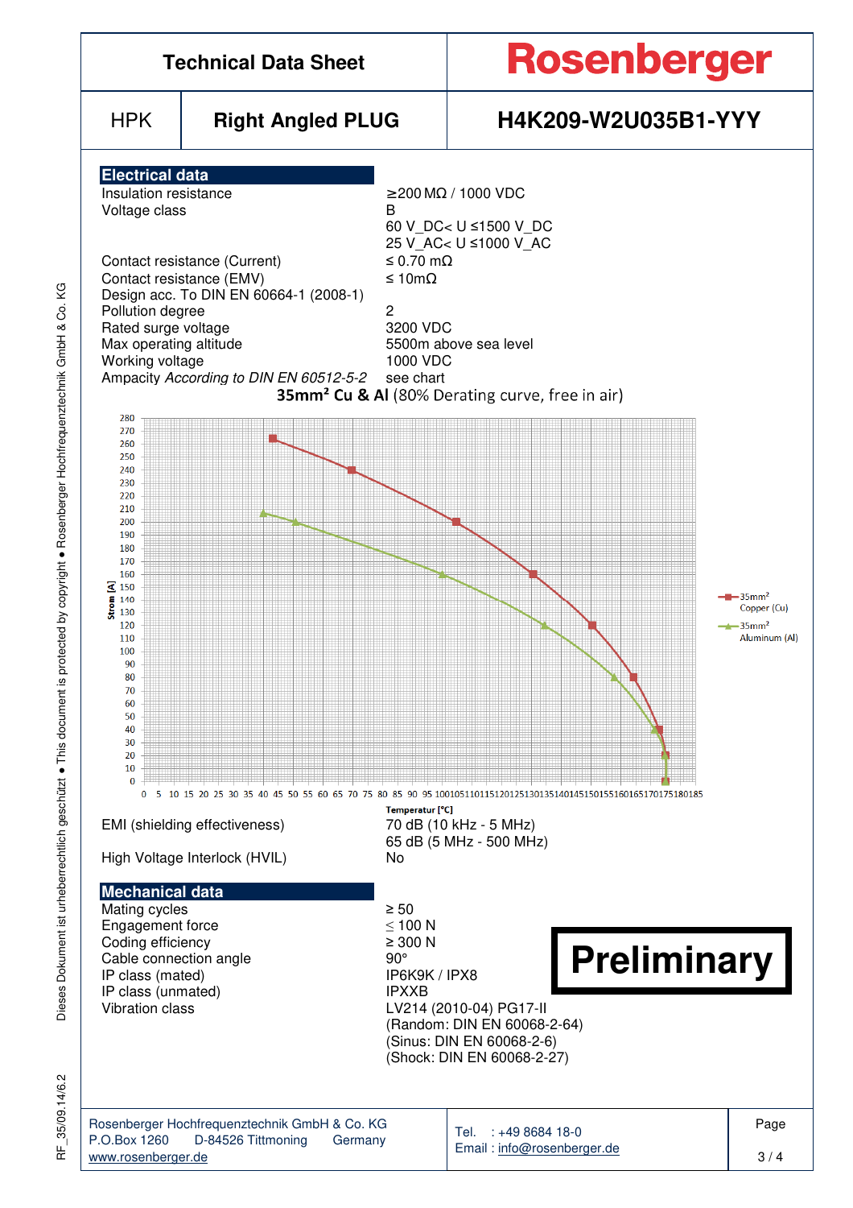# Technical Data Sheet

**Rosenberger**

| HPK | Right Angled PLUG | H4K209-W2U035B1-YYY |
|---|---|---|

## Electrical data

| | |
|---|---|
| Insulation resistance | ≥200 MΩ / 1000 VDC |
| Voltage class | B |
| | 60 V_DC< U ≤1500 V_DC |
| | 25 V_AC< U ≤1000 V_AC |
| Contact resistance (Current) | ≤ 0.70 mΩ |
| Contact resistance (EMV) | ≤ 10mΩ |
| Design acc. To DIN EN 60664-1 (2008-1) | |
| Pollution degree | 2 |
| Rated surge voltage | 3200 VDC |
| Max operating altitude | 5500m above sea level |
| Working voltage | 1000 VDC |
| Ampacity *According to DIN EN 60512-5-2* | see chart |

**35mm² Cu & Al** (80% Derating curve, free in air)

Strom [A]

Temperatur [°C]

- 35mm² Copper (Cu)
- 35mm² Aluminum (Al)

| | |
|---|---|
| EMI (shielding effectiveness) | 70 dB (10 kHz - 5 MHz) |
| | 65 dB (5 MHz - 500 MHz) |
| High Voltage Interlock (HVIL) | No |

## Mechanical data

| | |
|---|---|
| Mating cycles | ≥ 50 |
| Engagement force | ≤ 100 N |
| Coding efficiency | ≥ 300 N |
| Cable connection angle | 90° |
| IP class (mated) | IP6K9K / IPX8 |
| IP class (unmated) | IPXXB |
| Vibration class | LV214 (2010-04) PG17-II |
| | (Random: DIN EN 60068-2-64) |
| | (Sinus: DIN EN 60068-2-6) |
| | (Shock: DIN EN 60068-2-27) |

**Preliminary**

Rosenberger Hochfrequenztechnik GmbH & Co. KG
P.O.Box 1260 D-84526 Tittmoning Germany
www.rosenberger.de

Tel. : +49 8684 18-0
Email : info@rosenberger.de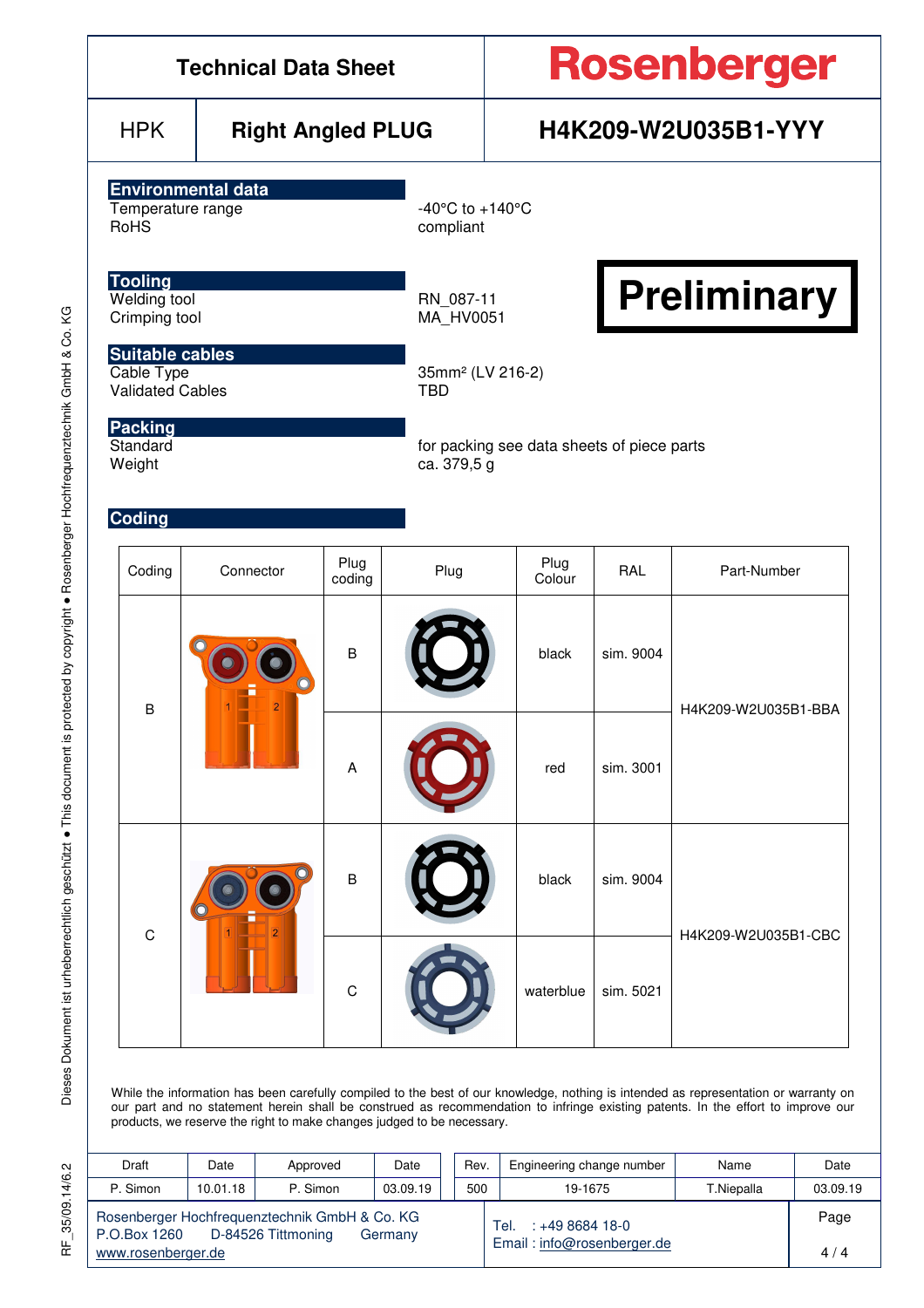# Technical Data Sheet

**Rosenberger**

| HPK | Right Angled PLUG | H4K209-W2U035B1-YYY |
|---|---|---|

## Environmental data

| | |
|---|---|
| Temperature range | -40°C to +140°C |
| RoHS | compliant |

## Tooling

| | |
|---|---|
| Welding tool | RN_087-11 |
| Crimping tool | MA_HV0051 |

**Preliminary**

## Suitable cables

| | |
|---|---|
| Cable Type | 35mm² (LV 216-2) |
| Validated Cables | TBD |

## Packing

| | |
|---|---|
| Standard | for packing see data sheets of piece parts |
| Weight | ca. 379,5 g |

## Coding

| Coding | Connector | Plug coding | Plug | Plug Colour | RAL | Part-Number |
|---|---|---|---|---|---|---|
| B | | B | | black | sim. 9004 | H4K209-W2U035B1-BBA |
| | | A | | red | sim. 3001 | |
| C | | B | | black | sim. 9004 | H4K209-W2U035B1-CBC |
| | | C | | waterblue | sim. 5021 | |

While the information has been carefully compiled to the best of our knowledge, nothing is intended as representation or warranty on our part and no statement herein shall be construed as recommendation to infringe existing patents. In the effort to improve our products, we reserve the right to make changes judged to be necessary.

| Draft | Date | Approved | Date | Rev. | Engineering change number | Name | Date |
|---|---|---|---|---|---|---|---|
| P. Simon | 10.01.18 | P. Simon | 03.09.19 | 500 | 19-1675 | T.Niepalla | 03.09.19 |

Rosenberger Hochfrequenztechnik GmbH & Co. KG
P.O.Box 1260 D-84526 Tittmoning Germany
www.rosenberger.de

Tel. : +49 8684 18-0
Email : info@rosenberger.de

Dieses Dokument ist urheberrechtlich geschützt ● This document is protected by copyright ● Rosenberger Hochfrequenztechnik GmbH & Co. KG

RF_35/09.14/6.2